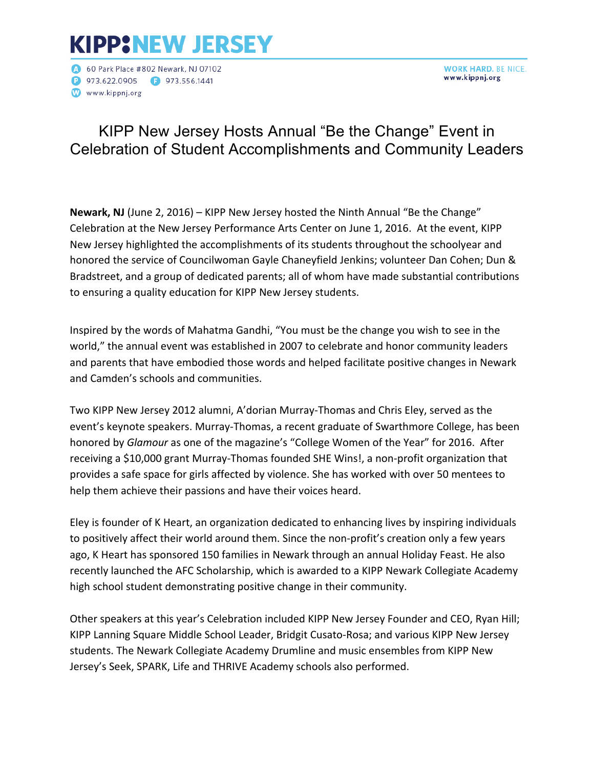# KIPP NEW JERSEY

60 Park Place #802 Newark, NJ 07102
973.622.0905 973.556.1441
www.kippnj.org

WORK HARD. BE NICE.
www.kippnj.org

## KIPP New Jersey Hosts Annual "Be the Change" Event in Celebration of Student Accomplishments and Community Leaders

**Newark, NJ** (June 2, 2016) – KIPP New Jersey hosted the Ninth Annual "Be the Change" Celebration at the New Jersey Performance Arts Center on June 1, 2016. At the event, KIPP New Jersey highlighted the accomplishments of its students throughout the schoolyear and honored the service of Councilwoman Gayle Chaneyfield Jenkins; volunteer Dan Cohen; Dun & Bradstreet, and a group of dedicated parents; all of whom have made substantial contributions to ensuring a quality education for KIPP New Jersey students.

Inspired by the words of Mahatma Gandhi, "You must be the change you wish to see in the world," the annual event was established in 2007 to celebrate and honor community leaders and parents that have embodied those words and helped facilitate positive changes in Newark and Camden's schools and communities.

Two KIPP New Jersey 2012 alumni, A'dorian Murray-Thomas and Chris Eley, served as the event's keynote speakers. Murray-Thomas, a recent graduate of Swarthmore College, has been honored by *Glamour* as one of the magazine's "College Women of the Year" for 2016. After receiving a $10,000 grant Murray-Thomas founded SHE Wins!, a non-profit organization that provides a safe space for girls affected by violence. She has worked with over 50 mentees to help them achieve their passions and have their voices heard.

Eley is founder of K Heart, an organization dedicated to enhancing lives by inspiring individuals to positively affect their world around them. Since the non-profit's creation only a few years ago, K Heart has sponsored 150 families in Newark through an annual Holiday Feast. He also recently launched the AFC Scholarship, which is awarded to a KIPP Newark Collegiate Academy high school student demonstrating positive change in their community.

Other speakers at this year's Celebration included KIPP New Jersey Founder and CEO, Ryan Hill; KIPP Lanning Square Middle School Leader, Bridgit Cusato-Rosa; and various KIPP New Jersey students. The Newark Collegiate Academy Drumline and music ensembles from KIPP New Jersey's Seek, SPARK, Life and THRIVE Academy schools also performed.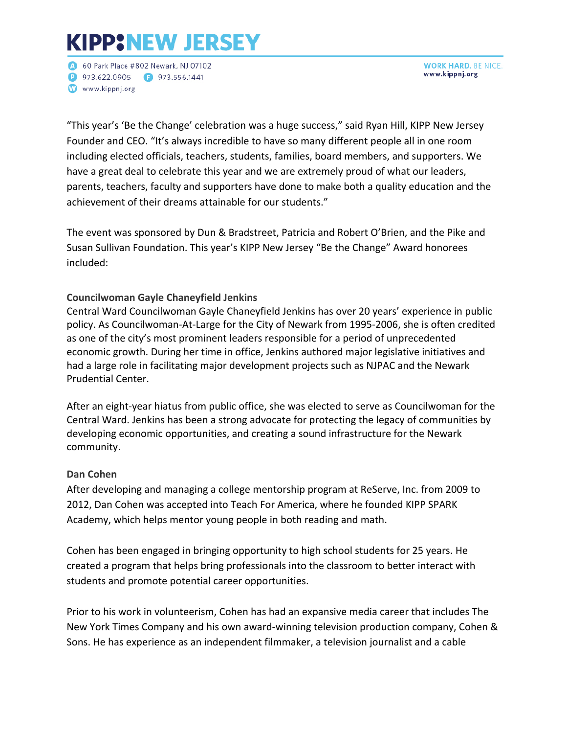"This year's 'Be the Change' celebration was a huge success," said Ryan Hill, KIPP New Jersey Founder and CEO. "It's always incredible to have so many different people all in one room including elected officials, teachers, students, families, board members, and supporters. We have a great deal to celebrate this year and we are extremely proud of what our leaders, parents, teachers, faculty and supporters have done to make both a quality education and the achievement of their dreams attainable for our students."

The event was sponsored by Dun & Bradstreet, Patricia and Robert O'Brien, and the Pike and Susan Sullivan Foundation. This year's KIPP New Jersey "Be the Change" Award honorees included:

**Councilwoman Gayle Chaneyfield Jenkins**

Central Ward Councilwoman Gayle Chaneyfield Jenkins has over 20 years' experience in public policy. As Councilwoman-At-Large for the City of Newark from 1995-2006, she is often credited as one of the city's most prominent leaders responsible for a period of unprecedented economic growth. During her time in office, Jenkins authored major legislative initiatives and had a large role in facilitating major development projects such as NJPAC and the Newark Prudential Center.

After an eight-year hiatus from public office, she was elected to serve as Councilwoman for the Central Ward. Jenkins has been a strong advocate for protecting the legacy of communities by developing economic opportunities, and creating a sound infrastructure for the Newark community.

**Dan Cohen**

After developing and managing a college mentorship program at ReServe, Inc. from 2009 to 2012, Dan Cohen was accepted into Teach For America, where he founded KIPP SPARK Academy, which helps mentor young people in both reading and math.

Cohen has been engaged in bringing opportunity to high school students for 25 years. He created a program that helps bring professionals into the classroom to better interact with students and promote potential career opportunities.

Prior to his work in volunteerism, Cohen has had an expansive media career that includes The New York Times Company and his own award-winning television production company, Cohen & Sons. He has experience as an independent filmmaker, a television journalist and a cable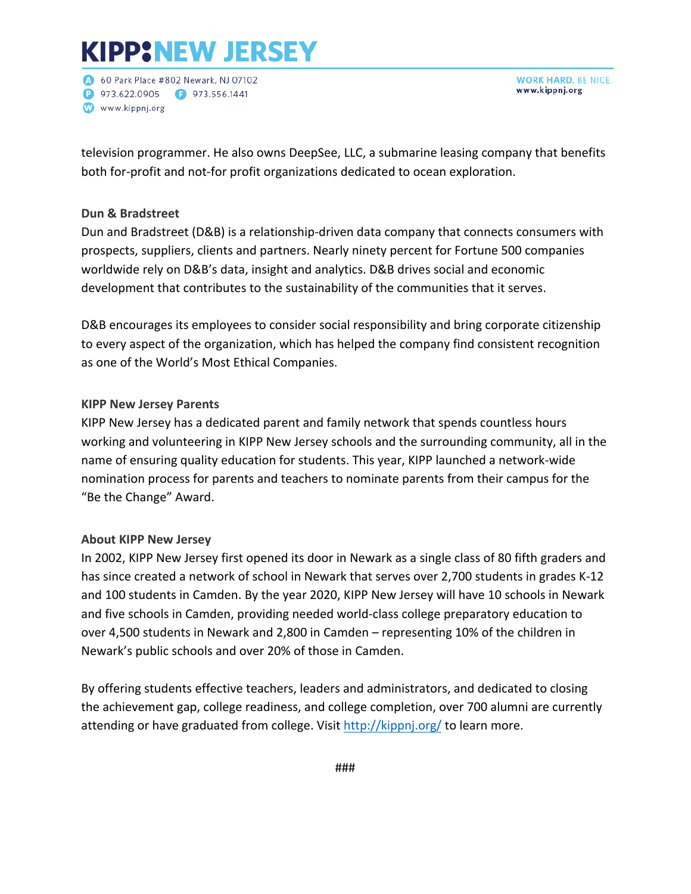television programmer. He also owns DeepSee, LLC, a submarine leasing company that benefits both for-profit and not-for profit organizations dedicated to ocean exploration.

**Dun & Bradstreet**

Dun and Bradstreet (D&B) is a relationship-driven data company that connects consumers with prospects, suppliers, clients and partners. Nearly ninety percent for Fortune 500 companies worldwide rely on D&B's data, insight and analytics. D&B drives social and economic development that contributes to the sustainability of the communities that it serves.

D&B encourages its employees to consider social responsibility and bring corporate citizenship to every aspect of the organization, which has helped the company find consistent recognition as one of the World's Most Ethical Companies.

**KIPP New Jersey Parents**

KIPP New Jersey has a dedicated parent and family network that spends countless hours working and volunteering in KIPP New Jersey schools and the surrounding community, all in the name of ensuring quality education for students. This year, KIPP launched a network-wide nomination process for parents and teachers to nominate parents from their campus for the "Be the Change" Award.

**About KIPP New Jersey**

In 2002, KIPP New Jersey first opened its door in Newark as a single class of 80 fifth graders and has since created a network of school in Newark that serves over 2,700 students in grades K-12 and 100 students in Camden. By the year 2020, KIPP New Jersey will have 10 schools in Newark and five schools in Camden, providing needed world-class college preparatory education to over 4,500 students in Newark and 2,800 in Camden – representing 10% of the children in Newark's public schools and over 20% of those in Camden.

By offering students effective teachers, leaders and administrators, and dedicated to closing the achievement gap, college readiness, and college completion, over 700 alumni are currently attending or have graduated from college. Visit http://kippnj.org/ to learn more.

###